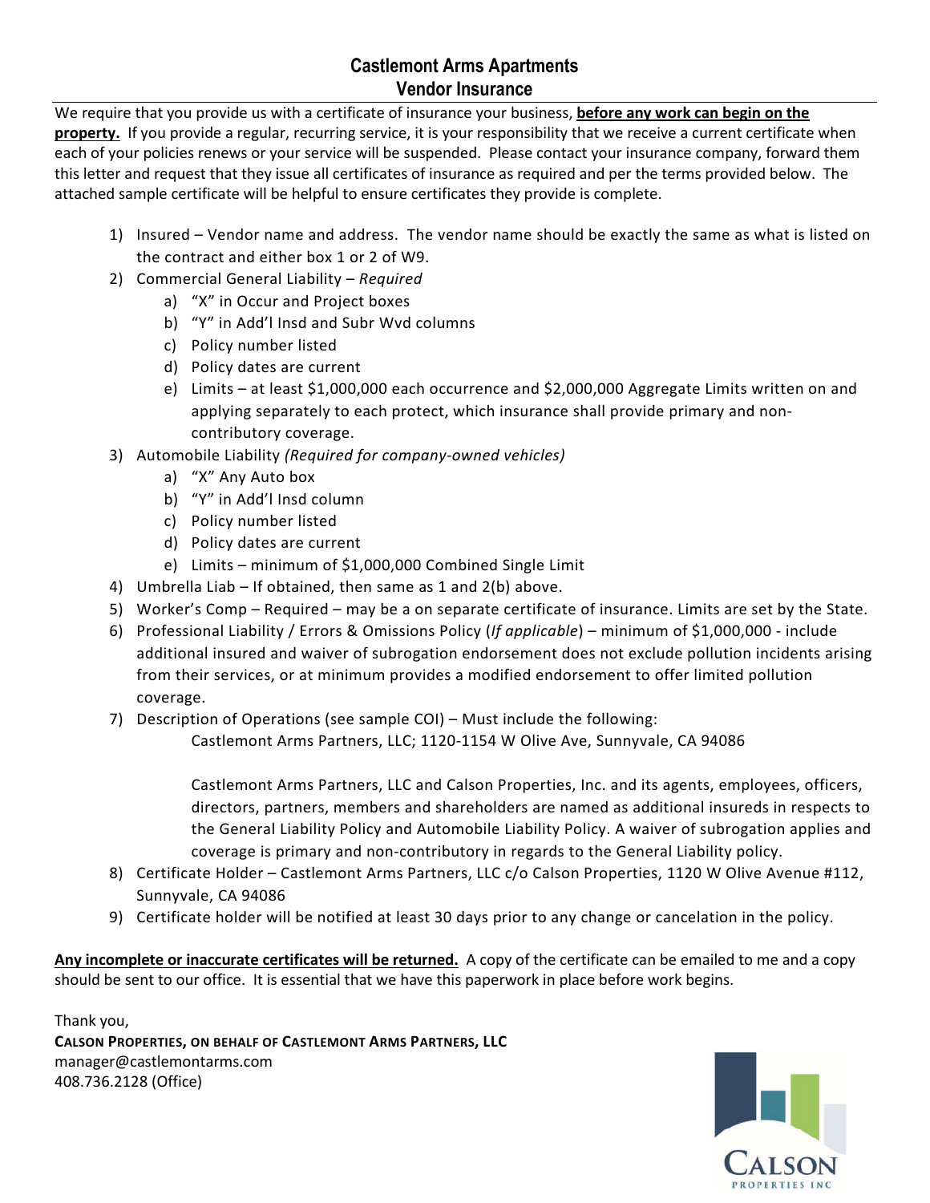# Castlemont Arms Apartments
## Vendor Insurance

We require that you provide us with a certificate of insurance your business, **before any work can begin on the property.** If you provide a regular, recurring service, it is your responsibility that we receive a current certificate when each of your policies renews or your service will be suspended. Please contact your insurance company, forward them this letter and request that they issue all certificates of insurance as required and per the terms provided below. The attached sample certificate will be helpful to ensure certificates they provide is complete.

1) Insured – Vendor name and address. The vendor name should be exactly the same as what is listed on the contract and either box 1 or 2 of W9.
2) Commercial General Liability – *Required*
   a) "X" in Occur and Project boxes
   b) "Y" in Add'l Insd and Subr Wvd columns
   c) Policy number listed
   d) Policy dates are current
   e) Limits – at least $1,000,000 each occurrence and $2,000,000 Aggregate Limits written on and applying separately to each protect, which insurance shall provide primary and non-contributory coverage.
3) Automobile Liability *(Required for company-owned vehicles)*
   a) "X" Any Auto box
   b) "Y" in Add'l Insd column
   c) Policy number listed
   d) Policy dates are current
   e) Limits – minimum of $1,000,000 Combined Single Limit
4) Umbrella Liab – If obtained, then same as 1 and 2(b) above.
5) Worker's Comp – Required – may be a on separate certificate of insurance. Limits are set by the State.
6) Professional Liability / Errors & Omissions Policy (*If applicable*) – minimum of $1,000,000 - include additional insured and waiver of subrogation endorsement does not exclude pollution incidents arising from their services, or at minimum provides a modified endorsement to offer limited pollution coverage.
7) Description of Operations (see sample COI) – Must include the following:

   Castlemont Arms Partners, LLC; 1120-1154 W Olive Ave, Sunnyvale, CA 94086

   Castlemont Arms Partners, LLC and Calson Properties, Inc. and its agents, employees, officers, directors, partners, members and shareholders are named as additional insureds in respects to the General Liability Policy and Automobile Liability Policy. A waiver of subrogation applies and coverage is primary and non-contributory in regards to the General Liability policy.
8) Certificate Holder – Castlemont Arms Partners, LLC c/o Calson Properties, 1120 W Olive Avenue #112, Sunnyvale, CA 94086
9) Certificate holder will be notified at least 30 days prior to any change or cancelation in the policy.

**Any incomplete or inaccurate certificates will be returned.** A copy of the certificate can be emailed to me and a copy should be sent to our office. It is essential that we have this paperwork in place before work begins.

Thank you,
**CALSON PROPERTIES, ON BEHALF OF CASTLEMONT ARMS PARTNERS, LLC**
manager@castlemontarms.com
408.736.2128 (Office)

CALSON PROPERTIES INC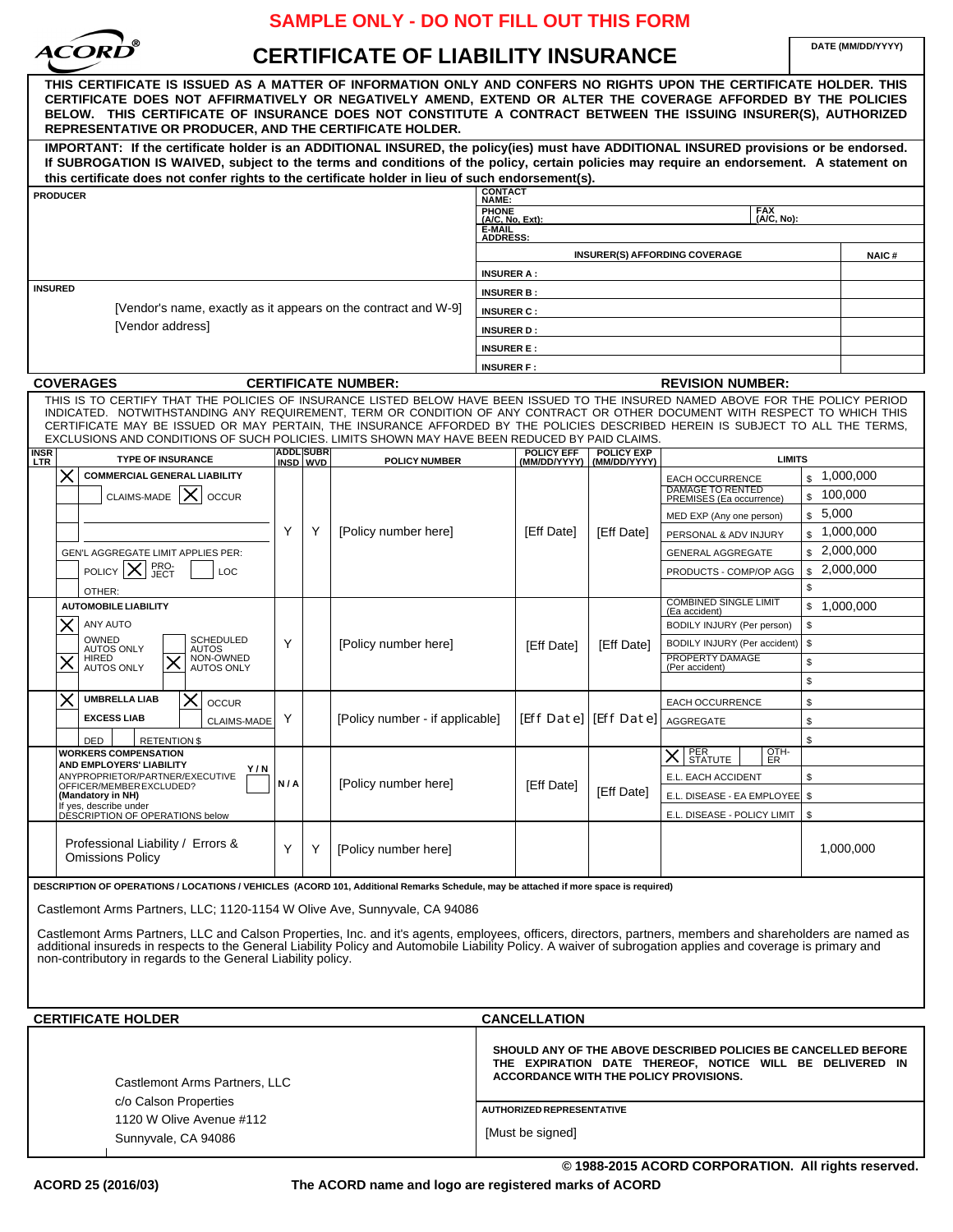**SAMPLE ONLY - DO NOT FILL OUT THIS FORM**

ACORD®

# CERTIFICATE OF LIABILITY INSURANCE

DATE (MM/DD/YYYY)

**THIS CERTIFICATE IS ISSUED AS A MATTER OF INFORMATION ONLY AND CONFERS NO RIGHTS UPON THE CERTIFICATE HOLDER. THIS CERTIFICATE DOES NOT AFFIRMATIVELY OR NEGATIVELY AMEND, EXTEND OR ALTER THE COVERAGE AFFORDED BY THE POLICIES BELOW. THIS CERTIFICATE OF INSURANCE DOES NOT CONSTITUTE A CONTRACT BETWEEN THE ISSUING INSURER(S), AUTHORIZED REPRESENTATIVE OR PRODUCER, AND THE CERTIFICATE HOLDER.**

**IMPORTANT: If the certificate holder is an ADDITIONAL INSURED, the policy(ies) must have ADDITIONAL INSURED provisions or be endorsed. If SUBROGATION IS WAIVED, subject to the terms and conditions of the policy, certain policies may require an endorsement. A statement on this certificate does not confer rights to the certificate holder in lieu of such endorsement(s).**

| | | |
|---|---|---|
| **PRODUCER** | **CONTACT NAME:** | |
| | **PHONE (A/C, No, Ext):** | **FAX (A/C, No):** |
| | **E-MAIL ADDRESS:** | |
| | **INSURER(S) AFFORDING COVERAGE** | **NAIC #** |
| | **INSURER A :** | |
| **INSURED** | **INSURER B :** | |
| [Vendor's name, exactly as it appears on the contract and W-9] | **INSURER C :** | |
| [Vendor address] | **INSURER D :** | |
| | **INSURER E :** | |
| | **INSURER F :** | |

**COVERAGES** **CERTIFICATE NUMBER:** **REVISION NUMBER:**

THIS IS TO CERTIFY THAT THE POLICIES OF INSURANCE LISTED BELOW HAVE BEEN ISSUED TO THE INSURED NAMED ABOVE FOR THE POLICY PERIOD INDICATED. NOTWITHSTANDING ANY REQUIREMENT, TERM OR CONDITION OF ANY CONTRACT OR OTHER DOCUMENT WITH RESPECT TO WHICH THIS CERTIFICATE MAY BE ISSUED OR MAY PERTAIN, THE INSURANCE AFFORDED BY THE POLICIES DESCRIBED HEREIN IS SUBJECT TO ALL THE TERMS, EXCLUSIONS AND CONDITIONS OF SUCH POLICIES. LIMITS SHOWN MAY HAVE BEEN REDUCED BY PAID CLAIMS.

| INSR LTR | TYPE OF INSURANCE | ADDL INSD | SUBR WVD | POLICY NUMBER | POLICY EFF (MM/DD/YYYY) | POLICY EXP (MM/DD/YYYY) | LIMITS | |
|---|---|---|---|---|---|---|---|---|
| | X COMMERCIAL GENERAL LIABILITY; CLAIMS-MADE / X OCCUR; GEN'L AGGREGATE LIMIT APPLIES PER: POLICY / X PRO-JECT / LOC; OTHER: | Y | Y | [Policy number here] | [Eff Date] | [Eff Date] | EACH OCCURRENCE | $ 1,000,000 |
| | | | | | | | DAMAGE TO RENTED PREMISES (Ea occurrence) | $ 100,000 |
| | | | | | | | MED EXP (Any one person) | $ 5,000 |
| | | | | | | | PERSONAL & ADV INJURY | $ 1,000,000 |
| | | | | | | | GENERAL AGGREGATE | $ 2,000,000 |
| | | | | | | | PRODUCTS - COMP/OP AGG | $ 2,000,000 |
| | | | | | | | | $ |
| | AUTOMOBILE LIABILITY; X ANY AUTO; OWNED AUTOS ONLY; SCHEDULED AUTOS; X HIRED AUTOS ONLY; X NON-OWNED AUTOS ONLY | Y | | [Policy number here] | [Eff Date] | [Eff Date] | COMBINED SINGLE LIMIT (Ea accident) | $ 1,000,000 |
| | | | | | | | BODILY INJURY (Per person) | $ |
| | | | | | | | BODILY INJURY (Per accident) | $ |
| | | | | | | | PROPERTY DAMAGE (Per accident) | $ |
| | | | | | | | | $ |
| | X UMBRELLA LIAB / X OCCUR; EXCESS LIAB / CLAIMS-MADE; DED / RETENTION $ | Y | | [Policy number - if applicable] | [Eff Date] | [Eff Date] | EACH OCCURRENCE | $ |
| | | | | | | | AGGREGATE | $ |
| | | | | | | | | $ |
| | WORKERS COMPENSATION AND EMPLOYERS' LIABILITY Y/N; ANY PROPRIETOR/PARTNER/EXECUTIVE OFFICER/MEMBER EXCLUDED? (Mandatory in NH); If yes, describe under DESCRIPTION OF OPERATIONS below | N/A | | [Policy number here] | [Eff Date] | [Eff Date] | X PER STATUTE / OTH-ER | |
| | | | | | | | E.L. EACH ACCIDENT | $ |
| | | | | | | | E.L. DISEASE - EA EMPLOYEE | $ |
| | | | | | | | E.L. DISEASE - POLICY LIMIT | $ |
| | Professional Liability / Errors & Omissions Policy | Y | Y | [Policy number here] | | | | 1,000,000 |

**DESCRIPTION OF OPERATIONS / LOCATIONS / VEHICLES (ACORD 101, Additional Remarks Schedule, may be attached if more space is required)**

Castlemont Arms Partners, LLC; 1120-1154 W Olive Ave, Sunnyvale, CA 94086

Castlemont Arms Partners, LLC and Calson Properties, Inc. and it's agents, employees, officers, directors, partners, members and shareholders are named as additional insureds in respects to the General Liability Policy and Automobile Liability Policy. A waiver of subrogation applies and coverage is primary and non-contributory in regards to the General Liability policy.

| CERTIFICATE HOLDER | CANCELLATION |
|---|---|
| Castlemont Arms Partners, LLC<br>c/o Calson Properties<br>1120 W Olive Avenue #112<br>Sunnyvale, CA 94086 | **SHOULD ANY OF THE ABOVE DESCRIBED POLICIES BE CANCELLED BEFORE THE EXPIRATION DATE THEREOF, NOTICE WILL BE DELIVERED IN ACCORDANCE WITH THE POLICY PROVISIONS.**<br><br>**AUTHORIZED REPRESENTATIVE**<br>[Must be signed] |

**© 1988-2015 ACORD CORPORATION. All rights reserved.**

**ACORD 25 (2016/03)** **The ACORD name and logo are registered marks of ACORD**